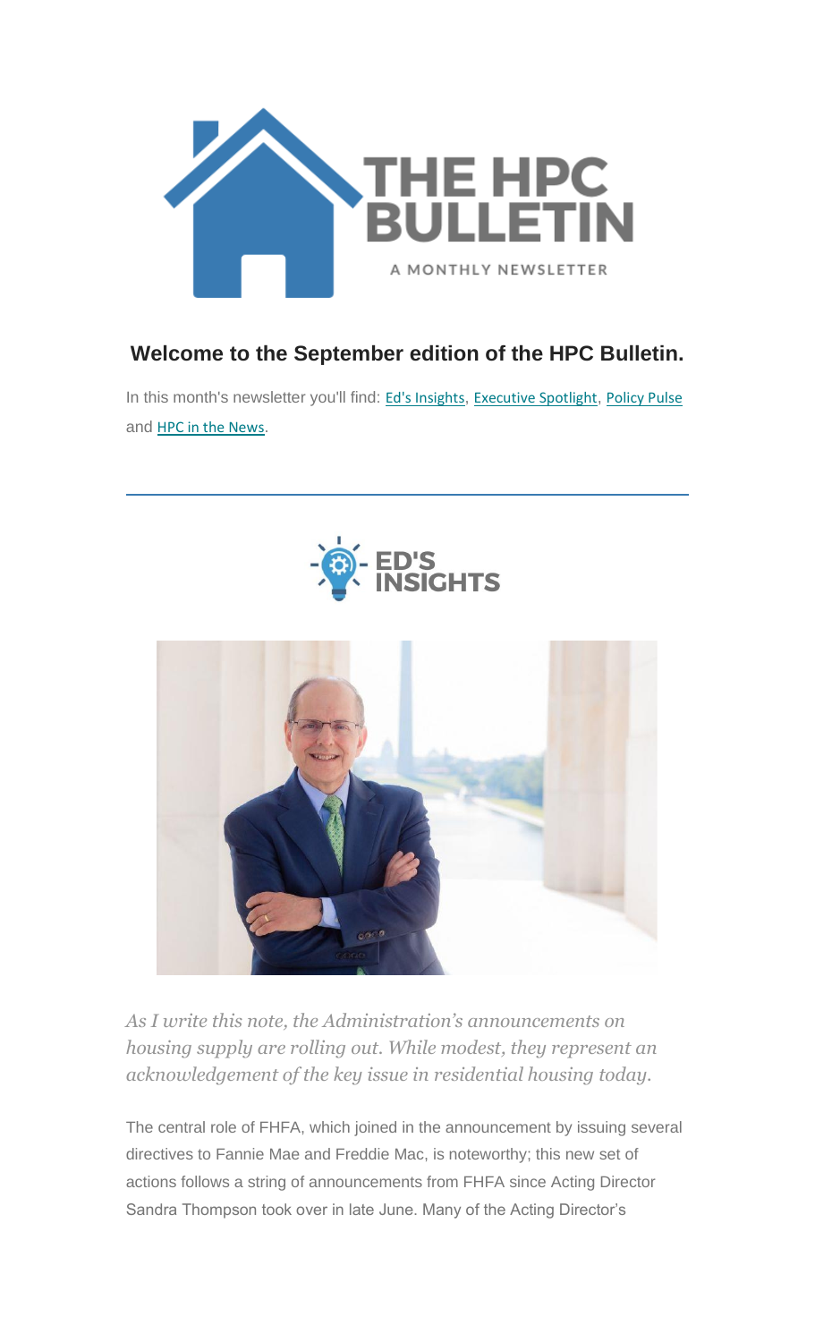# THE HPC BULLETIN

A MONTHLY NEWSLETTER

### Welcome to the September edition of the HPC Bulletin.

In this month's newsletter you'll find: Ed's Insights, Executive Spotlight, Policy Pulse and HPC in the News.

---

## ED'S INSIGHTS

*As I write this note, the Administration's announcements on housing supply are rolling out. While modest, they represent an acknowledgement of the key issue in residential housing today.*

The central role of FHFA, which joined in the announcement by issuing several directives to Fannie Mae and Freddie Mac, is noteworthy; this new set of actions follows a string of announcements from FHFA since Acting Director Sandra Thompson took over in late June. Many of the Acting Director's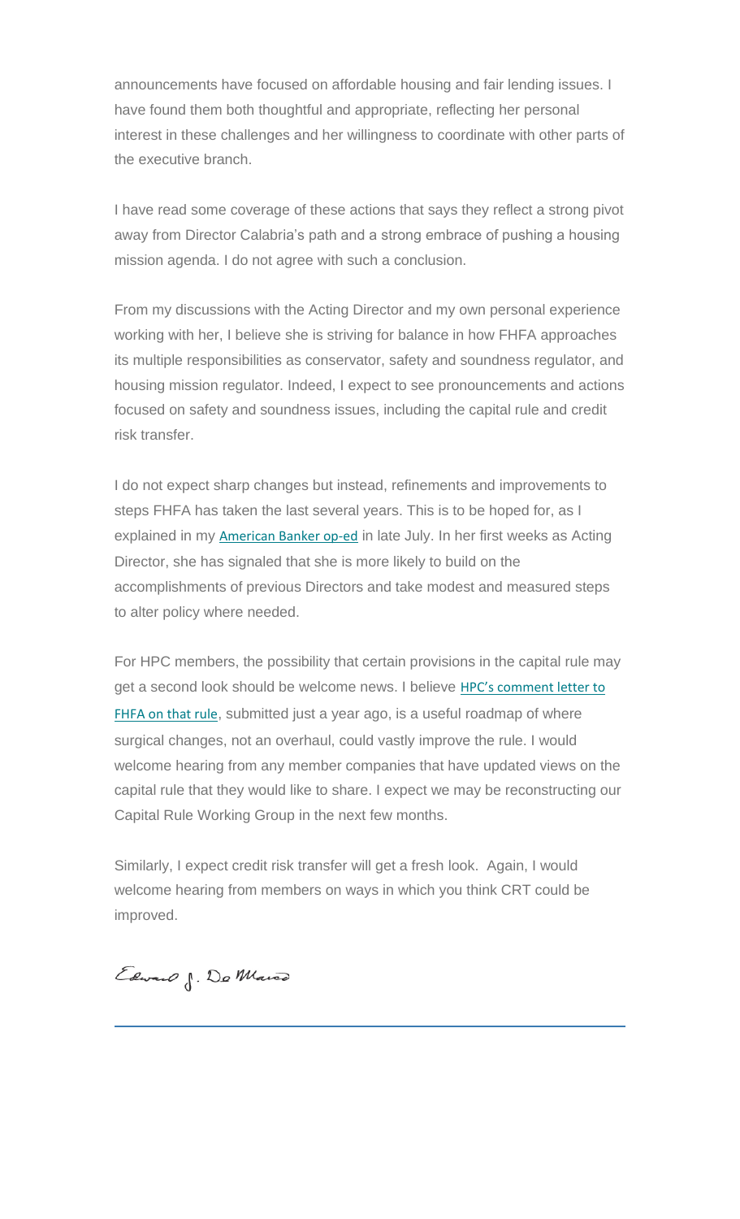announcements have focused on affordable housing and fair lending issues. I have found them both thoughtful and appropriate, reflecting her personal interest in these challenges and her willingness to coordinate with other parts of the executive branch.

I have read some coverage of these actions that says they reflect a strong pivot away from Director Calabria's path and a strong embrace of pushing a housing mission agenda. I do not agree with such a conclusion.

From my discussions with the Acting Director and my own personal experience working with her, I believe she is striving for balance in how FHFA approaches its multiple responsibilities as conservator, safety and soundness regulator, and housing mission regulator. Indeed, I expect to see pronouncements and actions focused on safety and soundness issues, including the capital rule and credit risk transfer.

I do not expect sharp changes but instead, refinements and improvements to steps FHFA has taken the last several years. This is to be hoped for, as I explained in my American Banker op-ed in late July. In her first weeks as Acting Director, she has signaled that she is more likely to build on the accomplishments of previous Directors and take modest and measured steps to alter policy where needed.

For HPC members, the possibility that certain provisions in the capital rule may get a second look should be welcome news. I believe HPC's comment letter to FHFA on that rule, submitted just a year ago, is a useful roadmap of where surgical changes, not an overhaul, could vastly improve the rule. I would welcome hearing from any member companies that have updated views on the capital rule that they would like to share. I expect we may be reconstructing our Capital Rule Working Group in the next few months.

Similarly, I expect credit risk transfer will get a fresh look. Again, I would welcome hearing from members on ways in which you think CRT could be improved.

Edward J. DeMarco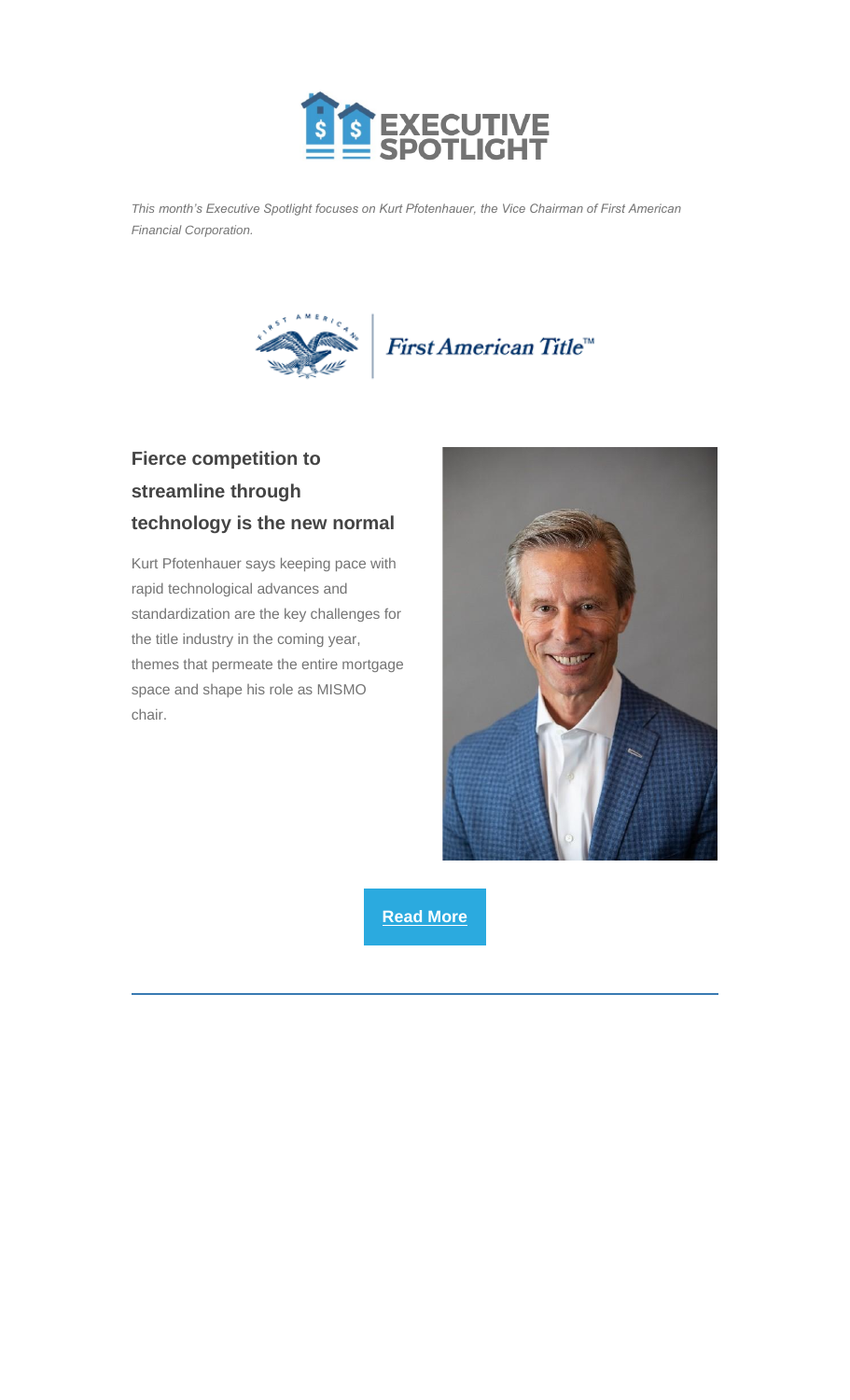# EXECUTIVE SPOTLIGHT

*This month's Executive Spotlight focuses on Kurt Pfotenhauer, the Vice Chairman of First American Financial Corporation.*

First American Title™

### Fierce competition to streamline through technology is the new normal

Kurt Pfotenhauer says keeping pace with rapid technological advances and standardization are the key challenges for the title industry in the coming year, themes that permeate the entire mortgage space and shape his role as MISMO chair.

**Read More**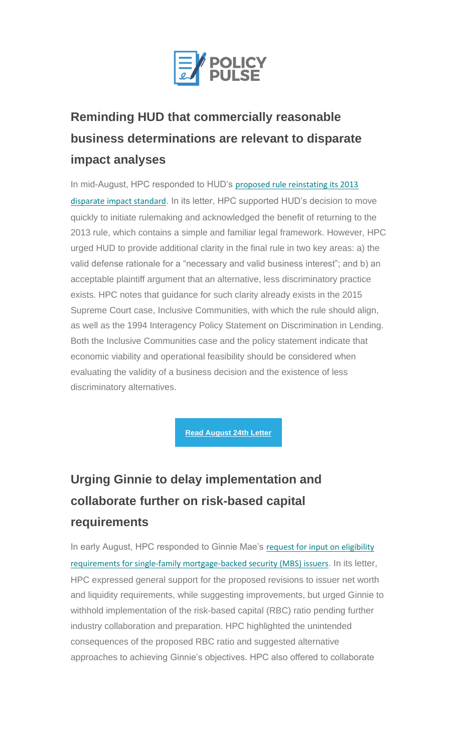**POLICY PULSE**

## Reminding HUD that commercially reasonable business determinations are relevant to disparate impact analyses

In mid-August, HPC responded to HUD's proposed rule reinstating its 2013 disparate impact standard. In its letter, HPC supported HUD's decision to move quickly to initiate rulemaking and acknowledged the benefit of returning to the 2013 rule, which contains a simple and familiar legal framework. However, HPC urged HUD to provide additional clarity in the final rule in two key areas: a) the valid defense rationale for a "necessary and valid business interest"; and b) an acceptable plaintiff argument that an alternative, less discriminatory practice exists. HPC notes that guidance for such clarity already exists in the 2015 Supreme Court case, Inclusive Communities, with which the rule should align, as well as the 1994 Interagency Policy Statement on Discrimination in Lending. Both the Inclusive Communities case and the policy statement indicate that economic viability and operational feasibility should be considered when evaluating the validity of a business decision and the existence of less discriminatory alternatives.

**Read August 24th Letter**

## Urging Ginnie to delay implementation and collaborate further on risk-based capital requirements

In early August, HPC responded to Ginnie Mae's request for input on eligibility requirements for single-family mortgage-backed security (MBS) issuers. In its letter, HPC expressed general support for the proposed revisions to issuer net worth and liquidity requirements, while suggesting improvements, but urged Ginnie to withhold implementation of the risk-based capital (RBC) ratio pending further industry collaboration and preparation. HPC highlighted the unintended consequences of the proposed RBC ratio and suggested alternative approaches to achieving Ginnie's objectives. HPC also offered to collaborate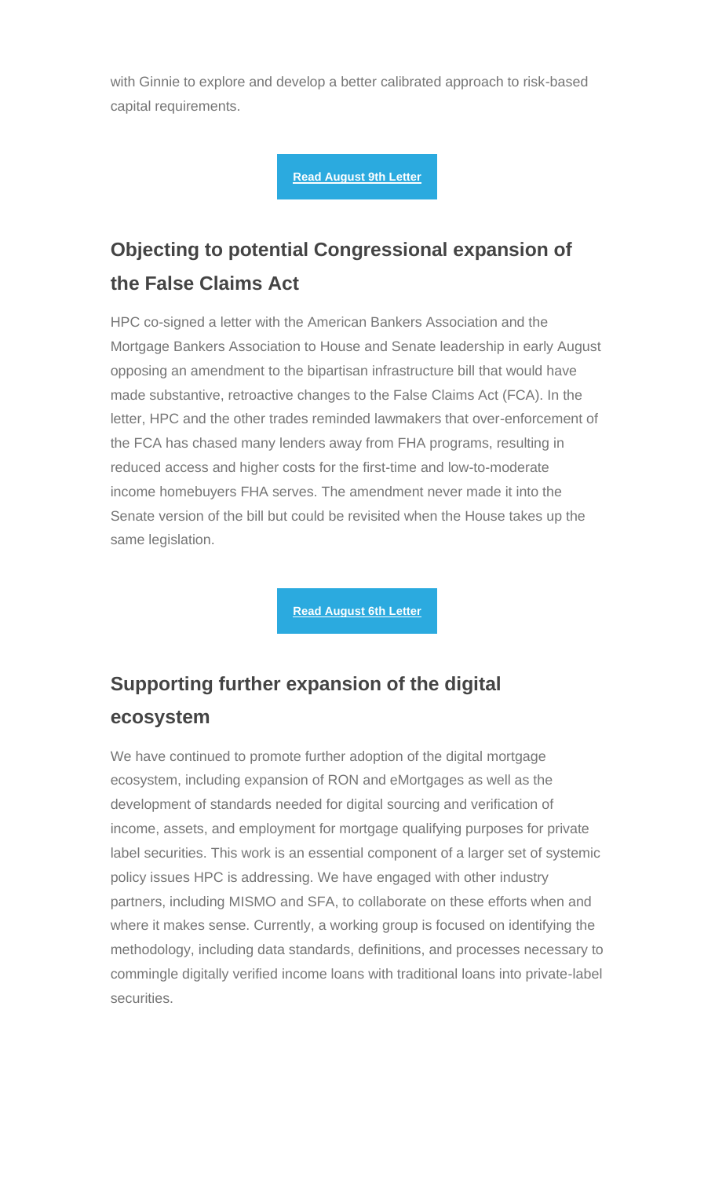with Ginnie to explore and develop a better calibrated approach to risk-based capital requirements.

**Read August 9th Letter**

## Objecting to potential Congressional expansion of the False Claims Act

HPC co-signed a letter with the American Bankers Association and the Mortgage Bankers Association to House and Senate leadership in early August opposing an amendment to the bipartisan infrastructure bill that would have made substantive, retroactive changes to the False Claims Act (FCA). In the letter, HPC and the other trades reminded lawmakers that over-enforcement of the FCA has chased many lenders away from FHA programs, resulting in reduced access and higher costs for the first-time and low-to-moderate income homebuyers FHA serves. The amendment never made it into the Senate version of the bill but could be revisited when the House takes up the same legislation.

**Read August 6th Letter**

## Supporting further expansion of the digital ecosystem

We have continued to promote further adoption of the digital mortgage ecosystem, including expansion of RON and eMortgages as well as the development of standards needed for digital sourcing and verification of income, assets, and employment for mortgage qualifying purposes for private label securities. This work is an essential component of a larger set of systemic policy issues HPC is addressing. We have engaged with other industry partners, including MISMO and SFA, to collaborate on these efforts when and where it makes sense. Currently, a working group is focused on identifying the methodology, including data standards, definitions, and processes necessary to commingle digitally verified income loans with traditional loans into private-label securities.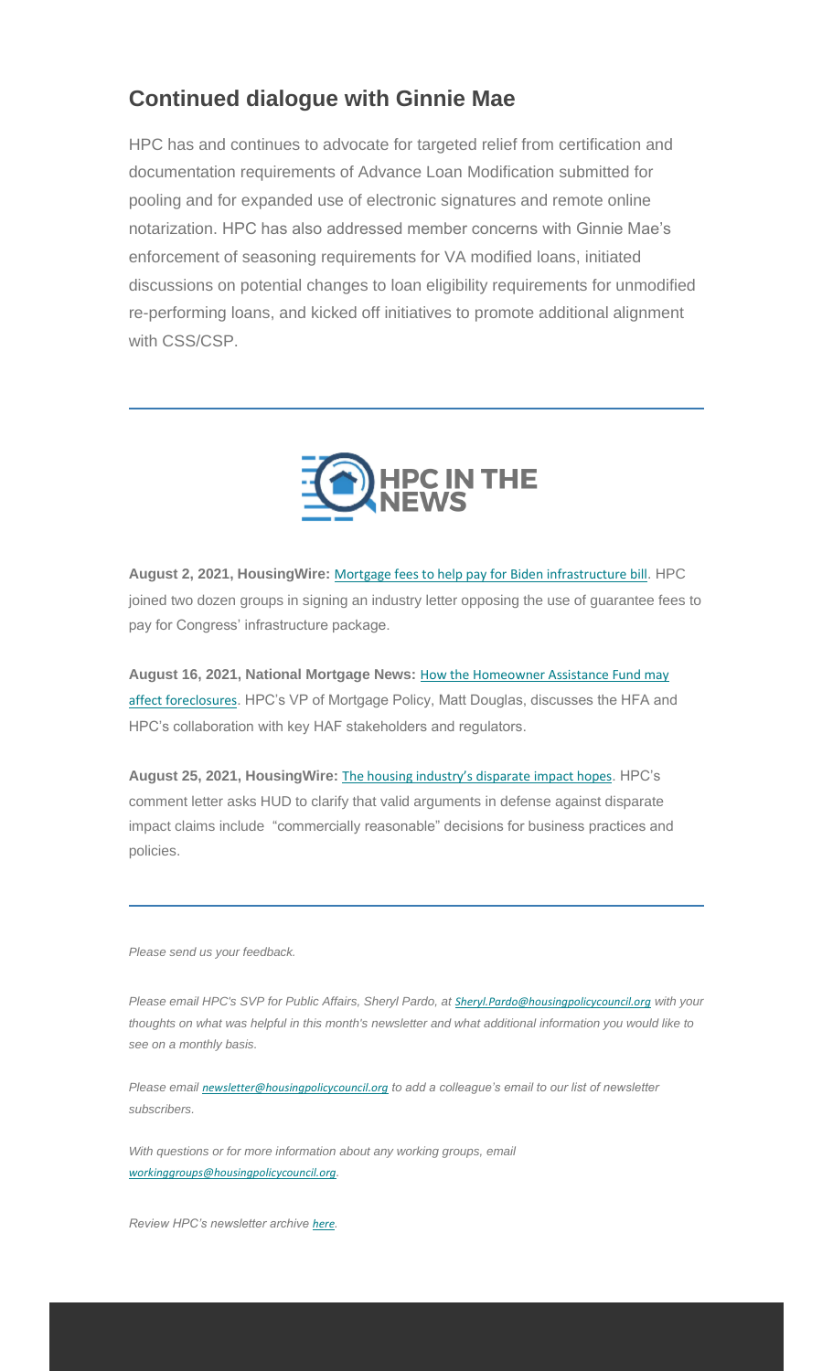## Continued dialogue with Ginnie Mae

HPC has and continues to advocate for targeted relief from certification and documentation requirements of Advance Loan Modification submitted for pooling and for expanded use of electronic signatures and remote online notarization. HPC has also addressed member concerns with Ginnie Mae's enforcement of seasoning requirements for VA modified loans, initiated discussions on potential changes to loan eligibility requirements for unmodified re-performing loans, and kicked off initiatives to promote additional alignment with CSS/CSP.

---

HPC IN THE NEWS

**August 2, 2021, HousingWire:** Mortgage fees to help pay for Biden infrastructure bill. HPC joined two dozen groups in signing an industry letter opposing the use of guarantee fees to pay for Congress' infrastructure package.

**August 16, 2021, National Mortgage News:** How the Homeowner Assistance Fund may affect foreclosures. HPC's VP of Mortgage Policy, Matt Douglas, discusses the HFA and HPC's collaboration with key HAF stakeholders and regulators.

**August 25, 2021, HousingWire:** The housing industry's disparate impact hopes. HPC's comment letter asks HUD to clarify that valid arguments in defense against disparate impact claims include "commercially reasonable" decisions for business practices and policies.

---

*Please send us your feedback.*

*Please email HPC's SVP for Public Affairs, Sheryl Pardo, at Sheryl.Pardo@housingpolicycouncil.org with your thoughts on what was helpful in this month's newsletter and what additional information you would like to see on a monthly basis.*

*Please email newsletter@housingpolicycouncil.org to add a colleague's email to our list of newsletter subscribers.*

*With questions or for more information about any working groups, email workinggroups@housingpolicycouncil.org.*

*Review HPC's newsletter archive here.*